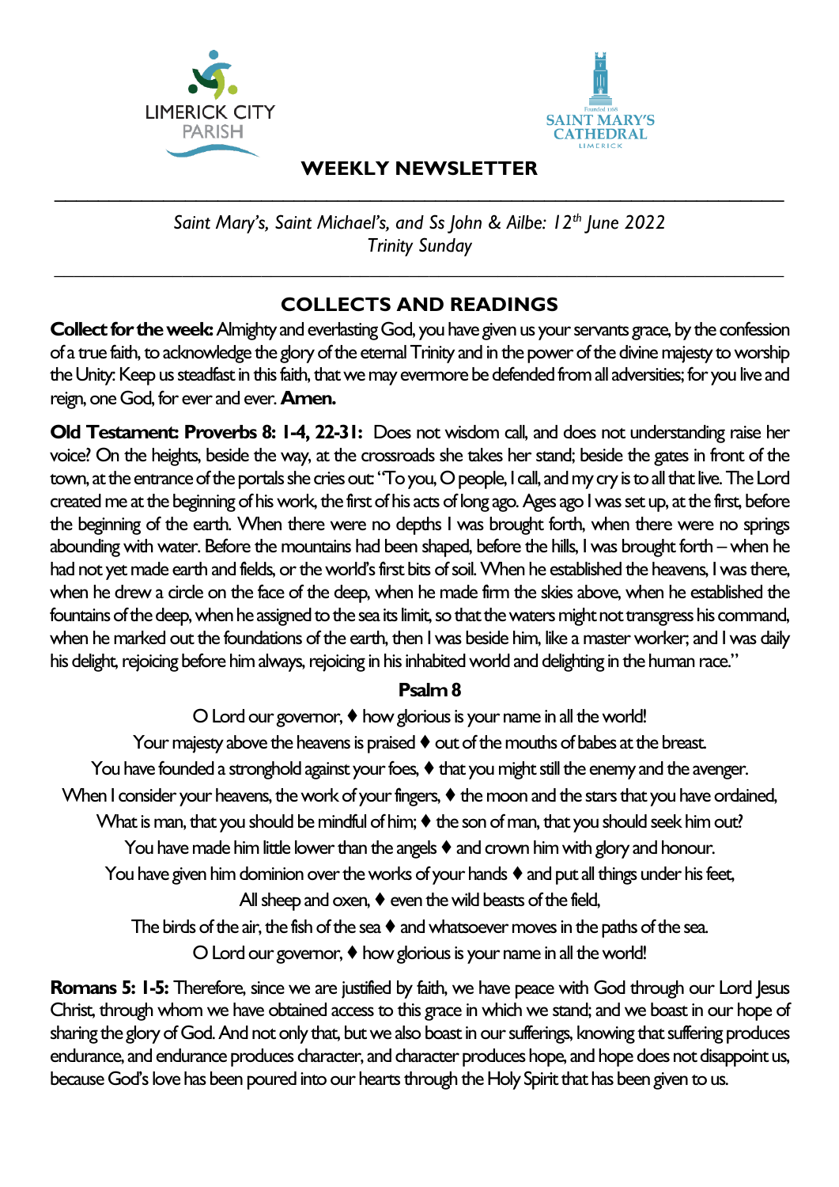LIMERICK CITY PARISH

SAINT MARY'S CATHEDRAL LIMERICK

# WEEKLY NEWSLETTER

*Saint Mary's, Saint Michael's, and Ss John & Ailbe: 12th June 2022*
*Trinity Sunday*

## COLLECTS AND READINGS

**Collect for the week:** Almighty and everlasting God, you have given us your servants grace, by the confession of a true faith, to acknowledge the glory of the eternal Trinity and in the power of the divine majesty to worship the Unity: Keep us steadfast in this faith, that we may evermore be defended from all adversities; for you live and reign, one God, for ever and ever. **Amen.**

**Old Testament: Proverbs 8: 1-4, 22-31:** Does not wisdom call, and does not understanding raise her voice? On the heights, beside the way, at the crossroads she takes her stand; beside the gates in front of the town, at the entrance of the portals she cries out: "To you, O people, I call, and my cry is to all that live. The Lord created me at the beginning of his work, the first of his acts of long ago. Ages ago I was set up, at the first, before the beginning of the earth. When there were no depths I was brought forth, when there were no springs abounding with water. Before the mountains had been shaped, before the hills, I was brought forth – when he had not yet made earth and fields, or the world's first bits of soil. When he established the heavens, I was there, when he drew a circle on the face of the deep, when he made firm the skies above, when he established the fountains of the deep, when he assigned to the sea its limit, so that the waters might not transgress his command, when he marked out the foundations of the earth, then I was beside him, like a master worker; and I was daily his delight, rejoicing before him always, rejoicing in his inhabited world and delighting in the human race."

**Psalm 8**

O Lord our governor, ♦ how glorious is your name in all the world!
Your majesty above the heavens is praised ♦ out of the mouths of babes at the breast.
You have founded a stronghold against your foes, ♦ that you might still the enemy and the avenger.
When I consider your heavens, the work of your fingers, ♦ the moon and the stars that you have ordained,
What is man, that you should be mindful of him; ♦ the son of man, that you should seek him out?
You have made him little lower than the angels ♦ and crown him with glory and honour.
You have given him dominion over the works of your hands ♦ and put all things under his feet,
All sheep and oxen, ♦ even the wild beasts of the field,
The birds of the air, the fish of the sea ♦ and whatsoever moves in the paths of the sea.
O Lord our governor, ♦ how glorious is your name in all the world!

**Romans 5: 1-5:** Therefore, since we are justified by faith, we have peace with God through our Lord Jesus Christ, through whom we have obtained access to this grace in which we stand; and we boast in our hope of sharing the glory of God. And not only that, but we also boast in our sufferings, knowing that suffering produces endurance, and endurance produces character, and character produces hope, and hope does not disappoint us, because God's love has been poured into our hearts through the Holy Spirit that has been given to us.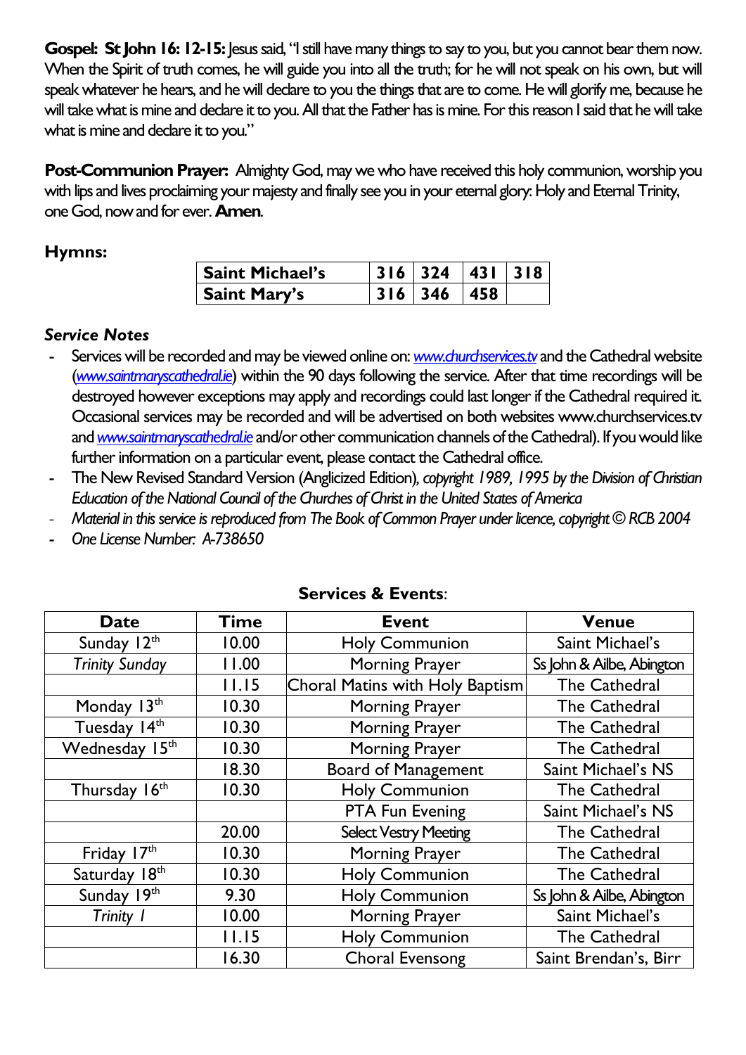**Gospel: St John 16: 12-15:** Jesus said, "I still have many things to say to you, but you cannot bear them now. When the Spirit of truth comes, he will guide you into all the truth; for he will not speak on his own, but will speak whatever he hears, and he will declare to you the things that are to come. He will glorify me, because he will take what is mine and declare it to you. All that the Father has is mine. For this reason I said that he will take what is mine and declare it to you."

**Post-Communion Prayer:** Almighty God, may we who have received this holy communion, worship you with lips and lives proclaiming your majesty and finally see you in your eternal glory: Holy and Eternal Trinity, one God, now and for ever. **Amen**.

### Hymns:

| | | | | |
|---|---|---|---|---|
| **Saint Michael's** | **316** | **324** | **431** | **318** |
| **Saint Mary's** | **316** | **346** | **458** | |

### *Service Notes*

- Services will be recorded and may be viewed online on: *www.churchservices.tv* and the Cathedral website (*www.saintmaryscathedral.ie*) within the 90 days following the service. After that time recordings will be destroyed however exceptions may apply and recordings could last longer if the Cathedral required it. Occasional services may be recorded and will be advertised on both websites www.churchservices.tv and *www.saintmaryscathedral.ie* and/or other communication channels of the Cathedral). If you would like further information on a particular event, please contact the Cathedral office.
- The New Revised Standard Version (Anglicized Edition), *copyright 1989, 1995 by the Division of Christian Education of the National Council of the Churches of Christ in the United States of America*
- *Material in this service is reproduced from The Book of Common Prayer under licence, copyright © RCB 2004*
- *One License Number: A-738650*

### Services & Events:

| Date | Time | Event | Venue |
|---|---|---|---|
| Sunday 12th | 10.00 | Holy Communion | Saint Michael's |
| *Trinity Sunday* | 11.00 | Morning Prayer | Ss John & Ailbe, Abington |
| | 11.15 | Choral Matins with Holy Baptism | The Cathedral |
| Monday 13th | 10.30 | Morning Prayer | The Cathedral |
| Tuesday 14th | 10.30 | Morning Prayer | The Cathedral |
| Wednesday 15th | 10.30 | Morning Prayer | The Cathedral |
| | 18.30 | Board of Management | Saint Michael's NS |
| Thursday 16th | 10.30 | Holy Communion | The Cathedral |
| | | PTA Fun Evening | Saint Michael's NS |
| | 20.00 | Select Vestry Meeting | The Cathedral |
| Friday 17th | 10.30 | Morning Prayer | The Cathedral |
| Saturday 18th | 10.30 | Holy Communion | The Cathedral |
| Sunday 19th | 9.30 | Holy Communion | Ss John & Ailbe, Abington |
| *Trinity 1* | 10.00 | Morning Prayer | Saint Michael's |
| | 11.15 | Holy Communion | The Cathedral |
| | 16.30 | Choral Evensong | Saint Brendan's, Birr |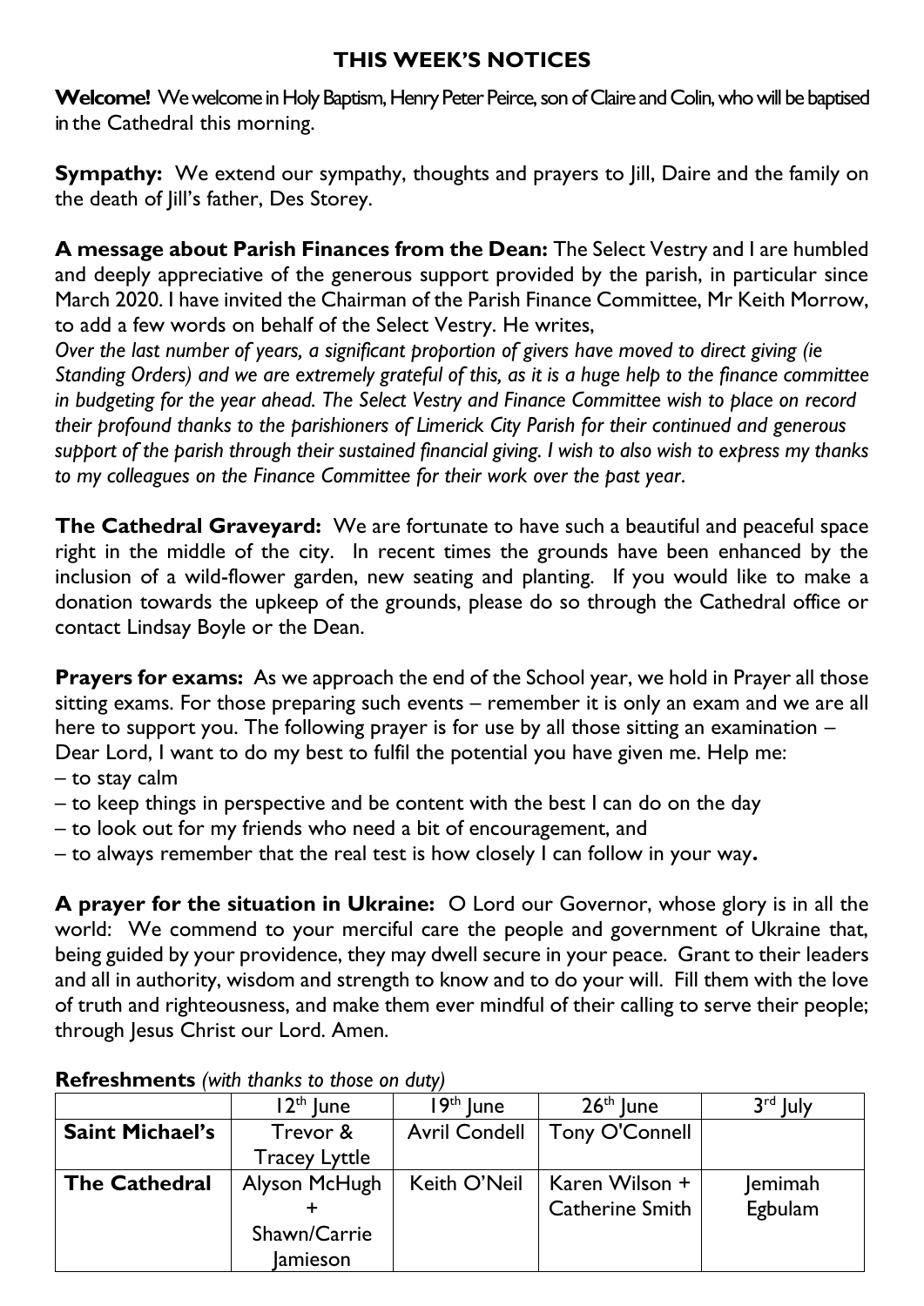# THIS WEEK'S NOTICES

**Welcome!** We welcome in Holy Baptism, Henry Peter Peirce, son of Claire and Colin, who will be baptised in the Cathedral this morning.

**Sympathy:** We extend our sympathy, thoughts and prayers to Jill, Daire and the family on the death of Jill's father, Des Storey.

**A message about Parish Finances from the Dean:** The Select Vestry and I are humbled and deeply appreciative of the generous support provided by the parish, in particular since March 2020. I have invited the Chairman of the Parish Finance Committee, Mr Keith Morrow, to add a few words on behalf of the Select Vestry. He writes,
*Over the last number of years, a significant proportion of givers have moved to direct giving (ie Standing Orders) and we are extremely grateful of this, as it is a huge help to the finance committee in budgeting for the year ahead. The Select Vestry and Finance Committee wish to place on record their profound thanks to the parishioners of Limerick City Parish for their continued and generous support of the parish through their sustained financial giving. I wish to also wish to express my thanks to my colleagues on the Finance Committee for their work over the past year*.

**The Cathedral Graveyard:** We are fortunate to have such a beautiful and peaceful space right in the middle of the city. In recent times the grounds have been enhanced by the inclusion of a wild-flower garden, new seating and planting. If you would like to make a donation towards the upkeep of the grounds, please do so through the Cathedral office or contact Lindsay Boyle or the Dean.

**Prayers for exams:** As we approach the end of the School year, we hold in Prayer all those sitting exams. For those preparing such events – remember it is only an exam and we are all here to support you. The following prayer is for use by all those sitting an examination –
Dear Lord, I want to do my best to fulfil the potential you have given me. Help me:
– to stay calm
– to keep things in perspective and be content with the best I can do on the day
– to look out for my friends who need a bit of encouragement, and
– to always remember that the real test is how closely I can follow in your way**.**

**A prayer for the situation in Ukraine:** O Lord our Governor, whose glory is in all the world: We commend to your merciful care the people and government of Ukraine that, being guided by your providence, they may dwell secure in your peace. Grant to their leaders and all in authority, wisdom and strength to know and to do your will. Fill them with the love of truth and righteousness, and make them ever mindful of their calling to serve their people; through Jesus Christ our Lord. Amen.

**Refreshments** *(with thanks to those on duty)*

| | 12th June | 19th June | 26th June | 3rd July |
|---|---|---|---|---|
| **Saint Michael's** | Trevor & Tracey Lyttle | Avril Condell | Tony O'Connell | |
| **The Cathedral** | Alyson McHugh + Shawn/Carrie Jamieson | Keith O'Neil | Karen Wilson + Catherine Smith | Jemimah Egbulam |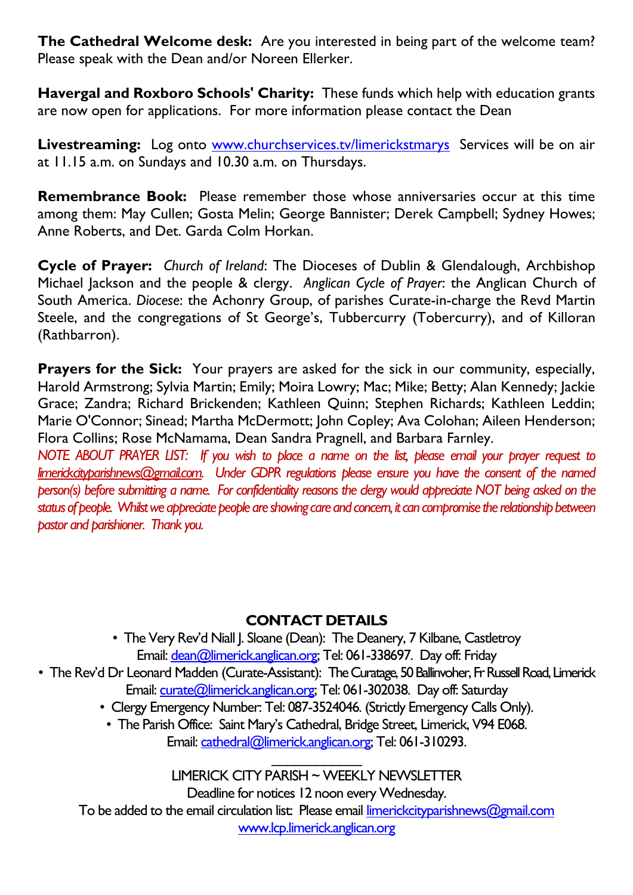**The Cathedral Welcome desk:** Are you interested in being part of the welcome team? Please speak with the Dean and/or Noreen Ellerker.

**Havergal and Roxboro Schools' Charity:** These funds which help with education grants are now open for applications. For more information please contact the Dean

**Livestreaming:** Log onto www.churchservices.tv/limerickstmarys Services will be on air at 11.15 a.m. on Sundays and 10.30 a.m. on Thursdays.

**Remembrance Book:** Please remember those whose anniversaries occur at this time among them: May Cullen; Gosta Melin; George Bannister; Derek Campbell; Sydney Howes; Anne Roberts, and Det. Garda Colm Horkan.

**Cycle of Prayer:** *Church of Ireland*: The Dioceses of Dublin & Glendalough, Archbishop Michael Jackson and the people & clergy. *Anglican Cycle of Prayer*: the Anglican Church of South America. *Diocese*: the Achonry Group, of parishes Curate-in-charge the Revd Martin Steele, and the congregations of St George's, Tubbercurry (Tobercurry), and of Killoran (Rathbarron).

**Prayers for the Sick:** Your prayers are asked for the sick in our community, especially, Harold Armstrong; Sylvia Martin; Emily; Moira Lowry; Mac; Mike; Betty; Alan Kennedy; Jackie Grace; Zandra; Richard Brickenden; Kathleen Quinn; Stephen Richards; Kathleen Leddin; Marie O'Connor; Sinead; Martha McDermott; John Copley; Ava Colohan; Aileen Henderson; Flora Collins; Rose McNamama, Dean Sandra Pragnell, and Barbara Farnley.

*NOTE ABOUT PRAYER LIST: If you wish to place a name on the list, please email your prayer request to limerickcityparishnews@gmail.com. Under GDPR regulations please ensure you have the consent of the named person(s) before submitting a name. For confidentiality reasons the clergy would appreciate NOT being asked on the status of people. Whilst we appreciate people are showing care and concern, it can compromise the relationship between pastor and parishioner. Thank you.*

## CONTACT DETAILS

- The Very Rev'd Niall J. Sloane (Dean): The Deanery, 7 Kilbane, Castletroy Email: dean@limerick.anglican.org; Tel: 061-338697. Day off: Friday
- The Rev'd Dr Leonard Madden (Curate-Assistant): The Curatage, 50 Ballinvoher, Fr Russell Road, Limerick Email: curate@limerick.anglican.org; Tel: 061-302038. Day off: Saturday
- Clergy Emergency Number: Tel: 087-3524046. (Strictly Emergency Calls Only).
- The Parish Office: Saint Mary's Cathedral, Bridge Street, Limerick, V94 E068. Email: cathedral@limerick.anglican.org; Tel: 061-310293.

\_\_\_\_\_\_\_\_\_\_\_\_\_\_

LIMERICK CITY PARISH ~ WEEKLY NEWSLETTER

Deadline for notices 12 noon every Wednesday.

To be added to the email circulation list: Please email limerickcityparishnews@gmail.com

www.lcp.limerick.anglican.org